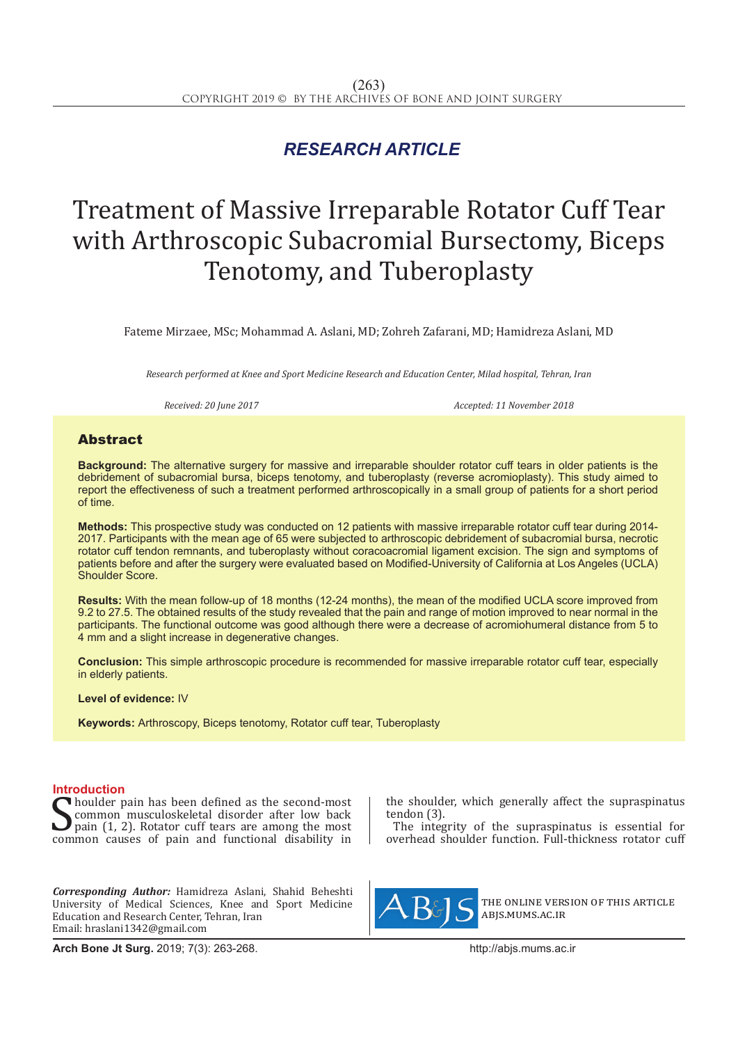*RESEARCH ARTICLE*

# Treatment of Massive Irreparable Rotator Cuff Tear with Arthroscopic Subacromial Bursectomy, Biceps Tenotomy, and Tuberoplasty

Fateme Mirzaee, MSc; Mohammad A. Aslani, MD; Zohreh Zafarani, MD; Hamidreza Aslani, MD

*Research performed at Knee and Sport Medicine Research and Education Center, Milad hospital, Tehran, Iran*

*Received: 20 June 2017* *Accepted: 11 November 2018*

## Abstract

**Background:** The alternative surgery for massive and irreparable shoulder rotator cuff tears in older patients is the debridement of subacromial bursa, biceps tenotomy, and tuberoplasty (reverse acromioplasty). This study aimed to report the effectiveness of such a treatment performed arthroscopically in a small group of patients for a short period of time.

**Methods:** This prospective study was conducted on 12 patients with massive irreparable rotator cuff tear during 2014-2017. Participants with the mean age of 65 were subjected to arthroscopic debridement of subacromial bursa, necrotic rotator cuff tendon remnants, and tuberoplasty without coracoacromial ligament excision. The sign and symptoms of patients before and after the surgery were evaluated based on Modified-University of California at Los Angeles (UCLA) Shoulder Score.

**Results:** With the mean follow-up of 18 months (12-24 months), the mean of the modified UCLA score improved from 9.2 to 27.5. The obtained results of the study revealed that the pain and range of motion improved to near normal in the participants. The functional outcome was good although there were a decrease of acromiohumeral distance from 5 to 4 mm and a slight increase in degenerative changes.

**Conclusion:** This simple arthroscopic procedure is recommended for massive irreparable rotator cuff tear, especially in elderly patients.

**Level of evidence:** IV

**Keywords:** Arthroscopy, Biceps tenotomy, Rotator cuff tear, Tuberoplasty

## Introduction

Shoulder pain has been defined as the second-most common musculoskeletal disorder after low back pain (1, 2). Rotator cuff tears are among the most common causes of pain and functional disability in the shoulder, which generally affect the supraspinatus tendon (3).

The integrity of the supraspinatus is essential for overhead shoulder function. Full-thickness rotator cuff

*Corresponding Author:* Hamidreza Aslani, Shahid Beheshti University of Medical Sciences, Knee and Sport Medicine Education and Research Center, Tehran, Iran
Email: hraslani1342@gmail.com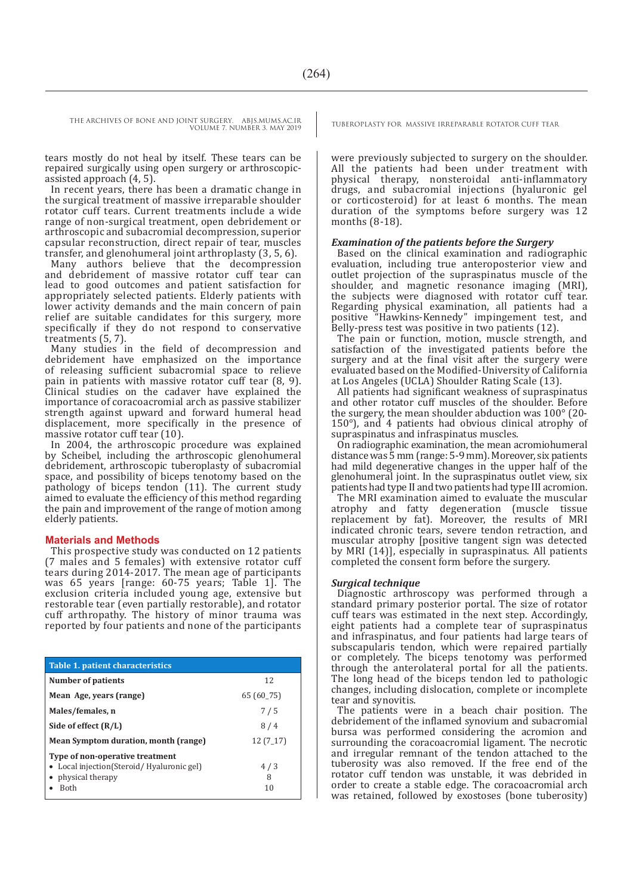tears mostly do not heal by itself. These tears can be repaired surgically using open surgery or arthroscopic-assisted approach (4, 5).

In recent years, there has been a dramatic change in the surgical treatment of massive irreparable shoulder rotator cuff tears. Current treatments include a wide range of non-surgical treatment, open debridement or arthroscopic and subacromial decompression, superior capsular reconstruction, direct repair of tear, muscles transfer, and glenohumeral joint arthroplasty (3, 5, 6).

Many authors believe that the decompression and debridement of massive rotator cuff tear can lead to good outcomes and patient satisfaction for appropriately selected patients. Elderly patients with lower activity demands and the main concern of pain relief are suitable candidates for this surgery, more specifically if they do not respond to conservative treatments (5, 7).

Many studies in the field of decompression and debridement have emphasized on the importance of releasing sufficient subacromial space to relieve pain in patients with massive rotator cuff tear (8, 9). Clinical studies on the cadaver have explained the importance of coracoacromial arch as passive stabilizer strength against upward and forward humeral head displacement, more specifically in the presence of massive rotator cuff tear (10).

In 2004, the arthroscopic procedure was explained by Scheibel, including the arthroscopic glenohumeral debridement, arthroscopic tuberoplasty of subacromial space, and possibility of biceps tenotomy based on the pathology of biceps tendon (11). The current study aimed to evaluate the efficiency of this method regarding the pain and improvement of the range of motion among elderly patients.

## Materials and Methods

This prospective study was conducted on 12 patients (7 males and 5 females) with extensive rotator cuff tears during 2014-2017. The mean age of participants was 65 years [range: 60-75 years; Table 1]. The exclusion criteria included young age, extensive but restorable tear (even partially restorable), and rotator cuff arthropathy. The history of minor trauma was reported by four patients and none of the participants were previously subjected to surgery on the shoulder. All the patients had been under treatment with physical therapy, nonsteroidal anti-inflammatory drugs, and subacromial injections (hyaluronic gel or corticosteroid) for at least 6 months. The mean duration of the symptoms before surgery was 12 months (8-18).

| Table 1. patient characteristics | |
|---|---|
| Number of patients | 12 |
| Mean Age, years (range) | 65 (60_75) |
| Males/females, n | 7 / 5 |
| Side of effect (R/L) | 8 / 4 |
| Mean Symptom duration, month (range) | 12 (7_17) |
| Type of non-operative treatment | |
| • Local injection(Steroid/ Hyaluronic gel) | 4 / 3 |
| • physical therapy | 8 |
| • Both | 10 |

### *Examination of the patients before the Surgery*

Based on the clinical examination and radiographic evaluation, including true anteroposterior view and outlet projection of the supraspinatus muscle of the shoulder, and magnetic resonance imaging (MRI), the subjects were diagnosed with rotator cuff tear. Regarding physical examination, all patients had a positive "Hawkins-Kennedy" impingement test, and Belly-press test was positive in two patients (12).

The pain or function, motion, muscle strength, and satisfaction of the investigated patients before the surgery and at the final visit after the surgery were evaluated based on the Modified-University of California at Los Angeles (UCLA) Shoulder Rating Scale (13).

All patients had significant weakness of supraspinatus and other rotator cuff muscles of the shoulder. Before the surgery, the mean shoulder abduction was 100° (20-150°), and 4 patients had obvious clinical atrophy of supraspinatus and infraspinatus muscles.

On radiographic examination, the mean acromiohumeral distance was 5 mm (range: 5-9 mm). Moreover, six patients had mild degenerative changes in the upper half of the glenohumeral joint. In the supraspinatus outlet view, six patients had type II and two patients had type III acromion.

The MRI examination aimed to evaluate the muscular atrophy and fatty degeneration (muscle tissue replacement by fat). Moreover, the results of MRI indicated chronic tears, severe tendon retraction, and muscular atrophy [positive tangent sign was detected by MRI (14)], especially in supraspinatus. All patients completed the consent form before the surgery.

### *Surgical technique*

Diagnostic arthroscopy was performed through a standard primary posterior portal. The size of rotator cuff tears was estimated in the next step. Accordingly, eight patients had a complete tear of supraspinatus and infraspinatus, and four patients had large tears of subscapularis tendon, which were repaired partially or completely. The biceps tenotomy was performed through the anterolateral portal for all the patients. The long head of the biceps tendon led to pathologic changes, including dislocation, complete or incomplete tear and synovitis.

The patients were in a beach chair position. The debridement of the inflamed synovium and subacromial bursa was performed considering the acromion and surrounding the coracoacromial ligament. The necrotic and irregular remnant of the tendon attached to the tuberosity was also removed. If the free end of the rotator cuff tendon was unstable, it was debrided in order to create a stable edge. The coracoacromial arch was retained, followed by exostoses (bone tuberosity)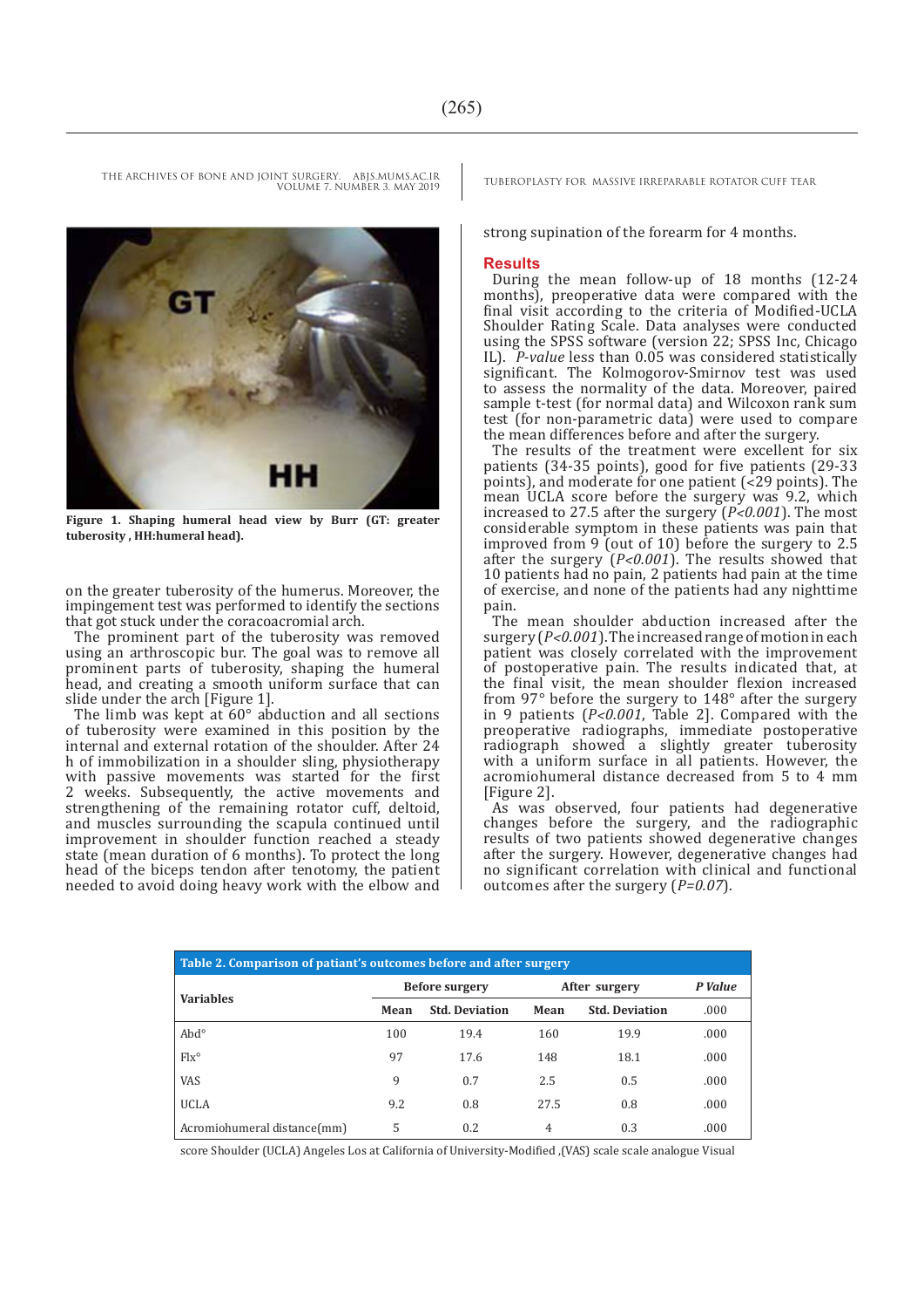Figure 1. Shaping humeral head view by Burr (GT: greater tuberosity , HH:humeral head).

on the greater tuberosity of the humerus. Moreover, the impingement test was performed to identify the sections that got stuck under the coracoacromial arch.

The prominent part of the tuberosity was removed using an arthroscopic bur. The goal was to remove all prominent parts of tuberosity, shaping the humeral head, and creating a smooth uniform surface that can slide under the arch [Figure 1].

The limb was kept at 60° abduction and all sections of tuberosity were examined in this position by the internal and external rotation of the shoulder. After 24 h of immobilization in a shoulder sling, physiotherapy with passive movements was started for the first 2 weeks. Subsequently, the active movements and strengthening of the remaining rotator cuff, deltoid, and muscles surrounding the scapula continued until improvement in shoulder function reached a steady state (mean duration of 6 months). To protect the long head of the biceps tendon after tenotomy, the patient needed to avoid doing heavy work with the elbow and strong supination of the forearm for 4 months.

## Results

During the mean follow-up of 18 months (12-24 months), preoperative data were compared with the final visit according to the criteria of Modified-UCLA Shoulder Rating Scale. Data analyses were conducted using the SPSS software (version 22; SPSS Inc, Chicago IL). *P-value* less than 0.05 was considered statistically significant. The Kolmogorov-Smirnov test was used to assess the normality of the data. Moreover, paired sample t-test (for normal data) and Wilcoxon rank sum test (for non-parametric data) were used to compare the mean differences before and after the surgery.

The results of the treatment were excellent for six patients (34-35 points), good for five patients (29-33 points), and moderate for one patient (<29 points). The mean UCLA score before the surgery was 9.2, which increased to 27.5 after the surgery ($P<0.001$). The most considerable symptom in these patients was pain that improved from 9 (out of 10) before the surgery to 2.5 after the surgery ($P<0.001$). The results showed that 10 patients had no pain, 2 patients had pain at the time of exercise, and none of the patients had any nighttime pain.

The mean shoulder abduction increased after the surgery ($P<0.001$). The increased range of motion in each patient was closely correlated with the improvement of postoperative pain. The results indicated that, at the final visit, the mean shoulder flexion increased from 97° before the surgery to 148° after the surgery in 9 patients ($P<0.001$, Table 2]. Compared with the preoperative radiographs, immediate postoperative radiograph showed a slightly greater tuberosity with a uniform surface in all patients. However, the acromiohumeral distance decreased from 5 to 4 mm [Figure 2].

As was observed, four patients had degenerative changes before the surgery, and the radiographic results of two patients showed degenerative changes after the surgery. However, degenerative changes had no significant correlation with clinical and functional outcomes after the surgery ($P=0.07$).

**Table 2. Comparison of patiant's outcomes before and after surgery**

| Variables | Before surgery | | After surgery | | *P Value* |
|---|---|---|---|---|---|
| | Mean | Std. Deviation | Mean | Std. Deviation | .000 |
| Abd° | 100 | 19.4 | 160 | 19.9 | .000 |
| Flx° | 97 | 17.6 | 148 | 18.1 | .000 |
| VAS | 9 | 0.7 | 2.5 | 0.5 | .000 |
| UCLA | 9.2 | 0.8 | 27.5 | 0.8 | .000 |
| Acromiohumeral distance(mm) | 5 | 0.2 | 4 | 0.3 | .000 |

score Shoulder (UCLA) Angeles Los at California of University-Modified ,(VAS) scale scale analogue Visual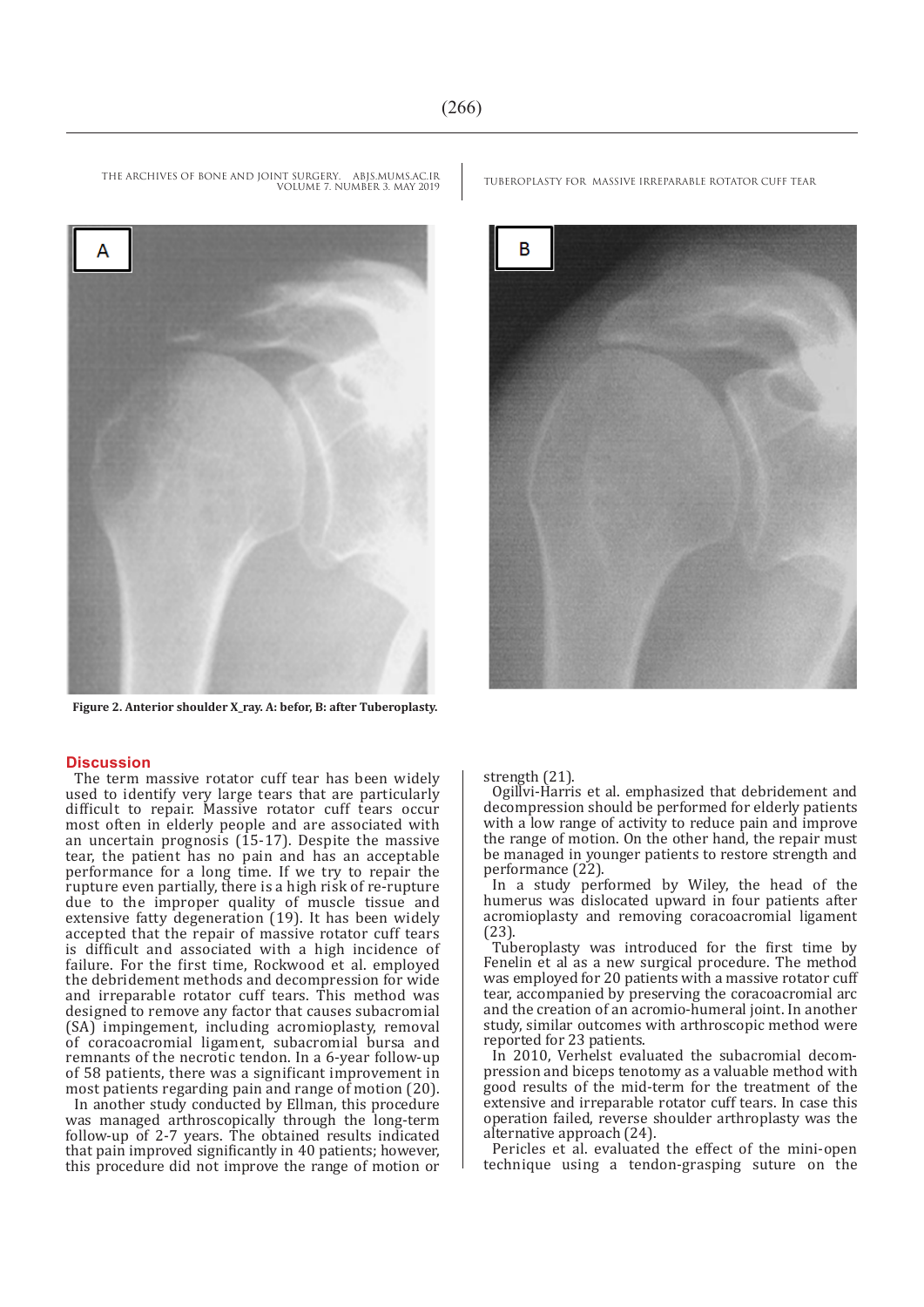Figure 2. Anterior shoulder X_ray. A: befor, B: after Tuberoplasty.

## Discussion

The term massive rotator cuff tear has been widely used to identify very large tears that are particularly difficult to repair. Massive rotator cuff tears occur most often in elderly people and are associated with an uncertain prognosis (15-17). Despite the massive tear, the patient has no pain and has an acceptable performance for a long time. If we try to repair the rupture even partially, there is a high risk of re-rupture due to the improper quality of muscle tissue and extensive fatty degeneration (19). It has been widely accepted that the repair of massive rotator cuff tears is difficult and associated with a high incidence of failure. For the first time, Rockwood et al. employed the debridement methods and decompression for wide and irreparable rotator cuff tears. This method was designed to remove any factor that causes subacromial (SA) impingement, including acromioplasty, removal of coracoacromial ligament, subacromial bursa and remnants of the necrotic tendon. In a 6-year follow-up of 58 patients, there was a significant improvement in most patients regarding pain and range of motion (20).

In another study conducted by Ellman, this procedure was managed arthroscopically through the long-term follow-up of 2-7 years. The obtained results indicated that pain improved significantly in 40 patients; however, this procedure did not improve the range of motion or strength (21).

Ogillvi-Harris et al. emphasized that debridement and decompression should be performed for elderly patients with a low range of activity to reduce pain and improve the range of motion. On the other hand, the repair must be managed in younger patients to restore strength and performance (22).

In a study performed by Wiley, the head of the humerus was dislocated upward in four patients after acromioplasty and removing coracoacromial ligament (23).

Tuberoplasty was introduced for the first time by Fenelin et al as a new surgical procedure. The method was employed for 20 patients with a massive rotator cuff tear, accompanied by preserving the coracoacromial arc and the creation of an acromio-humeral joint. In another study, similar outcomes with arthroscopic method were reported for 23 patients.

In 2010, Verhelst evaluated the subacromial decompression and biceps tenotomy as a valuable method with good results of the mid-term for the treatment of the extensive and irreparable rotator cuff tears. In case this operation failed, reverse shoulder arthroplasty was the alternative approach (24).

Pericles et al. evaluated the effect of the mini-open technique using a tendon-grasping suture on the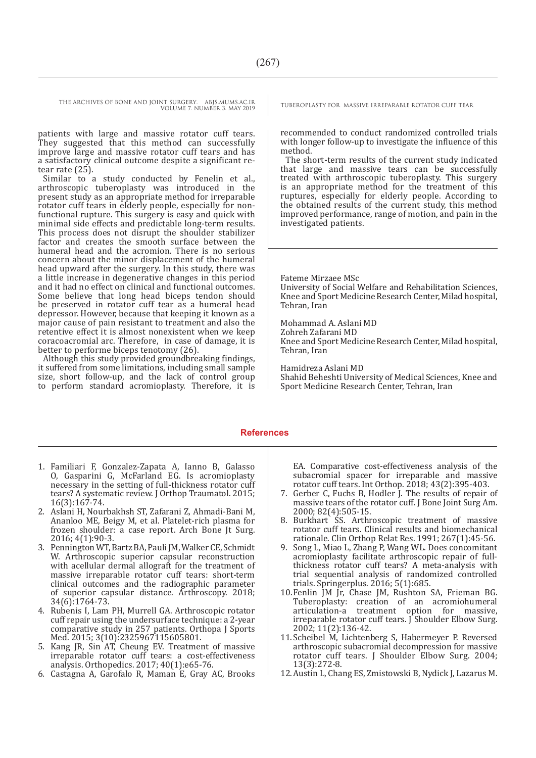patients with large and massive rotator cuff tears. They suggested that this method can successfully improve large and massive rotator cuff tears and has a satisfactory clinical outcome despite a significant re-tear rate (25).

Similar to a study conducted by Fenelin et al., arthroscopic tuberoplasty was introduced in the present study as an appropriate method for irreparable rotator cuff tears in elderly people, especially for non-functional rupture. This surgery is easy and quick with minimal side effects and predictable long-term results. This process does not disrupt the shoulder stabilizer factor and creates the smooth surface between the humeral head and the acromion. There is no serious concern about the minor displacement of the humeral head upward after the surgery. In this study, there was a little increase in degenerative changes in this period and it had no effect on clinical and functional outcomes. Some believe that long head biceps tendon should be preserved in rotator cuff tear as a humeral head depressor. However, because that keeping it known as a major cause of pain resistant to treatment and also the retentive effect it is almost nonexistent when we keep coracoacromial arc. Therefore, in case of damage, it is better to performe biceps tenotomy (26).

Although this study provided groundbreaking findings, it suffered from some limitations, including small sample size, short follow-up, and the lack of control group to perform standard acromioplasty. Therefore, it is recommended to conduct randomized controlled trials with longer follow-up to investigate the influence of this method.

The short-term results of the current study indicated that large and massive tears can be successfully treated with arthroscopic tuberoplasty. This surgery is an appropriate method for the treatment of this ruptures, especially for elderly people. According to the obtained results of the current study, this method improved performance, range of motion, and pain in the investigated patients.

Fateme Mirzaee MSc
University of Social Welfare and Rehabilitation Sciences, Knee and Sport Medicine Research Center, Milad hospital, Tehran, Iran

Mohammad A. Aslani MD
Zohreh Zafarani MD
Knee and Sport Medicine Research Center, Milad hospital, Tehran, Iran

Hamidreza Aslani MD
Shahid Beheshti University of Medical Sciences, Knee and Sport Medicine Research Center, Tehran, Iran

## References

1. Familiari F, Gonzalez-Zapata A, Ianno B, Galasso O, Gasparini G, McFarland EG. Is acromioplasty necessary in the setting of full-thickness rotator cuff tears? A systematic review. J Orthop Traumatol. 2015; 16(3):167-74.
2. Aslani H, Nourbakhsh ST, Zafarani Z, Ahmadi-Bani M, Ananloo ME, Beigy M, et al. Platelet-rich plasma for frozen shoulder: a case report. Arch Bone Jt Surg. 2016; 4(1):90-3.
3. Pennington WT, Bartz BA, Pauli JM, Walker CE, Schmidt W. Arthroscopic superior capsular reconstruction with acellular dermal allograft for the treatment of massive irreparable rotator cuff tears: short-term clinical outcomes and the radiographic parameter of superior capsular distance. Arthroscopy. 2018; 34(6):1764-73.
4. Rubenis I, Lam PH, Murrell GA. Arthroscopic rotator cuff repair using the undersurface technique: a 2-year comparative study in 257 patients. Orthopa J Sports Med. 2015; 3(10):2325967115605801.
5. Kang JR, Sin AT, Cheung EV. Treatment of massive irreparable rotator cuff tears: a cost-effectiveness analysis. Orthopedics. 2017; 40(1):e65-76.
6. Castagna A, Garofalo R, Maman E, Gray AC, Brooks EA. Comparative cost-effectiveness analysis of the subacromial spacer for irreparable and massive rotator cuff tears. Int Orthop. 2018; 43(2):395-403.
7. Gerber C, Fuchs B, Hodler J. The results of repair of massive tears of the rotator cuff. J Bone Joint Surg Am. 2000; 82(4):505-15.
8. Burkhart SS. Arthroscopic treatment of massive rotator cuff tears. Clinical results and biomechanical rationale. Clin Orthop Relat Res. 1991; 267(1):45-56.
9. Song L, Miao L, Zhang P, Wang WL. Does concomitant acromioplasty facilitate arthroscopic repair of full-thickness rotator cuff tears? A meta-analysis with trial sequential analysis of randomized controlled trials. Springerplus. 2016; 5(1):685.
10. Fenlin JM Jr, Chase JM, Rushton SA, Frieman BG. Tuberoplasty: creation of an acromiohumeral articulation-a treatment option for massive, irreparable rotator cuff tears. J Shoulder Elbow Surg. 2002; 11(2):136-42.
11. Scheibel M, Lichtenberg S, Habermeyer P. Reversed arthroscopic subacromial decompression for massive rotator cuff tears. J Shoulder Elbow Surg. 2004; 13(3):272-8.
12. Austin L, Chang ES, Zmistowski B, Nydick J, Lazarus M.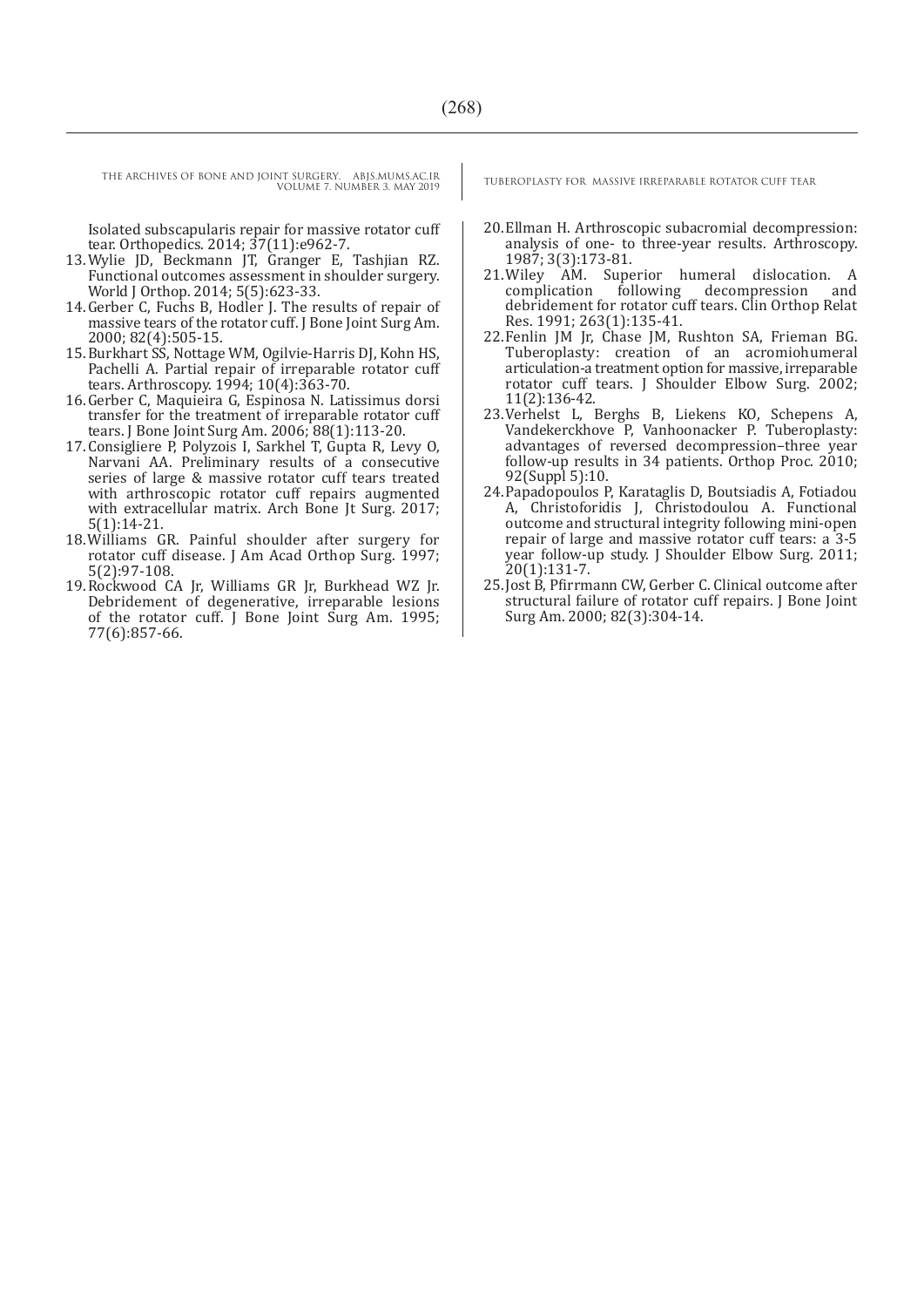Isolated subscapularis repair for massive rotator cuff tear. Orthopedics. 2014; 37(11):e962-7.

13. Wylie JD, Beckmann JT, Granger E, Tashjian RZ. Functional outcomes assessment in shoulder surgery. World J Orthop. 2014; 5(5):623-33.
14. Gerber C, Fuchs B, Hodler J. The results of repair of massive tears of the rotator cuff. J Bone Joint Surg Am. 2000; 82(4):505-15.
15. Burkhart SS, Nottage WM, Ogilvie-Harris DJ, Kohn HS, Pachelli A. Partial repair of irreparable rotator cuff tears. Arthroscopy. 1994; 10(4):363-70.
16. Gerber C, Maquieira G, Espinosa N. Latissimus dorsi transfer for the treatment of irreparable rotator cuff tears. J Bone Joint Surg Am. 2006; 88(1):113-20.
17. Consigliere P, Polyzois I, Sarkhel T, Gupta R, Levy O, Narvani AA. Preliminary results of a consecutive series of large & massive rotator cuff tears treated with arthroscopic rotator cuff repairs augmented with extracellular matrix. Arch Bone Jt Surg. 2017; 5(1):14-21.
18. Williams GR. Painful shoulder after surgery for rotator cuff disease. J Am Acad Orthop Surg. 1997; 5(2):97-108.
19. Rockwood CA Jr, Williams GR Jr, Burkhead WZ Jr. Debridement of degenerative, irreparable lesions of the rotator cuff. J Bone Joint Surg Am. 1995; 77(6):857-66.
20. Ellman H. Arthroscopic subacromial decompression: analysis of one- to three-year results. Arthroscopy. 1987; 3(3):173-81.
21. Wiley AM. Superior humeral dislocation. A complication following decompression and debridement for rotator cuff tears. Clin Orthop Relat Res. 1991; 263(1):135-41.
22. Fenlin JM Jr, Chase JM, Rushton SA, Frieman BG. Tuberoplasty: creation of an acromiohumeral articulation-a treatment option for massive, irreparable rotator cuff tears. J Shoulder Elbow Surg. 2002; 11(2):136-42.
23. Verhelst L, Berghs B, Liekens KO, Schepens A, Vandekerckhove P, Vanhoonacker P. Tuberoplasty: advantages of reversed decompression–three year follow-up results in 34 patients. Orthop Proc. 2010; 92(Suppl 5):10.
24. Papadopoulos P, Karataglis D, Boutsiadis A, Fotiadou A, Christoforidis J, Christodoulou A. Functional outcome and structural integrity following mini-open repair of large and massive rotator cuff tears: a 3-5 year follow-up study. J Shoulder Elbow Surg. 2011; 20(1):131-7.
25. Jost B, Pfirrmann CW, Gerber C. Clinical outcome after structural failure of rotator cuff repairs. J Bone Joint Surg Am. 2000; 82(3):304-14.